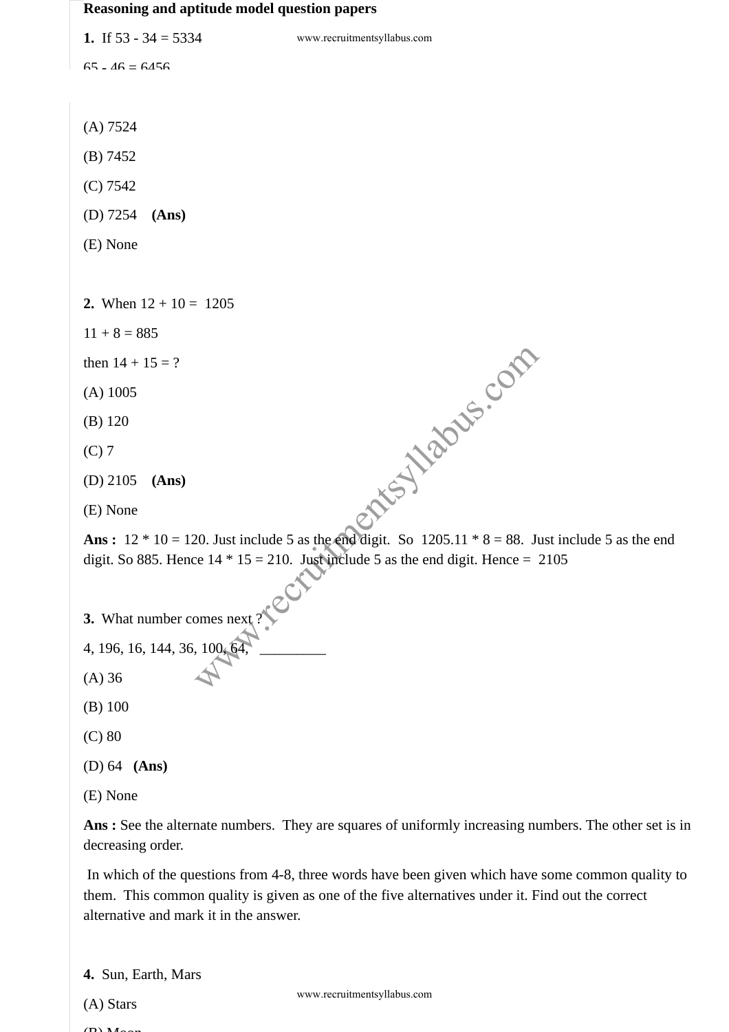**Reasoning and aptitude model question papers**

**1.** If 53 - 34 = 5334

65 - 46 = 6456

(A) 7524

(B) 7452

(C) 7542

(D) 7254 **(Ans)**

(E) None

**2.** When 12 + 10 = 1205

11 + 8 = 885

then 14 + 15 = ?

(A) 1005

(B) 120

(C) 7

(D) 2105 **(Ans)**

(E) None

**Ans :** 12 * 10 = 120. Just include 5 as the end digit. So 1205.11 * 8 = 88. Just include 5 as the end digit. So 885. Hence 14 * 15 = 210. Just include 5 as the end digit. Hence = 2105

**3.** What number comes next ?

4, 196, 16, 144, 36, 100, 64, _________

(A) 36

(B) 100

(C) 80

(D) 64 **(Ans)**

(E) None

**Ans :** See the alternate numbers. They are squares of uniformly increasing numbers. The other set is in decreasing order.

In which of the questions from 4-8, three words have been given which have some common quality to them. This common quality is given as one of the five alternatives under it. Find out the correct alternative and mark it in the answer.

**4.** Sun, Earth, Mars

(A) Stars

(B) Moon